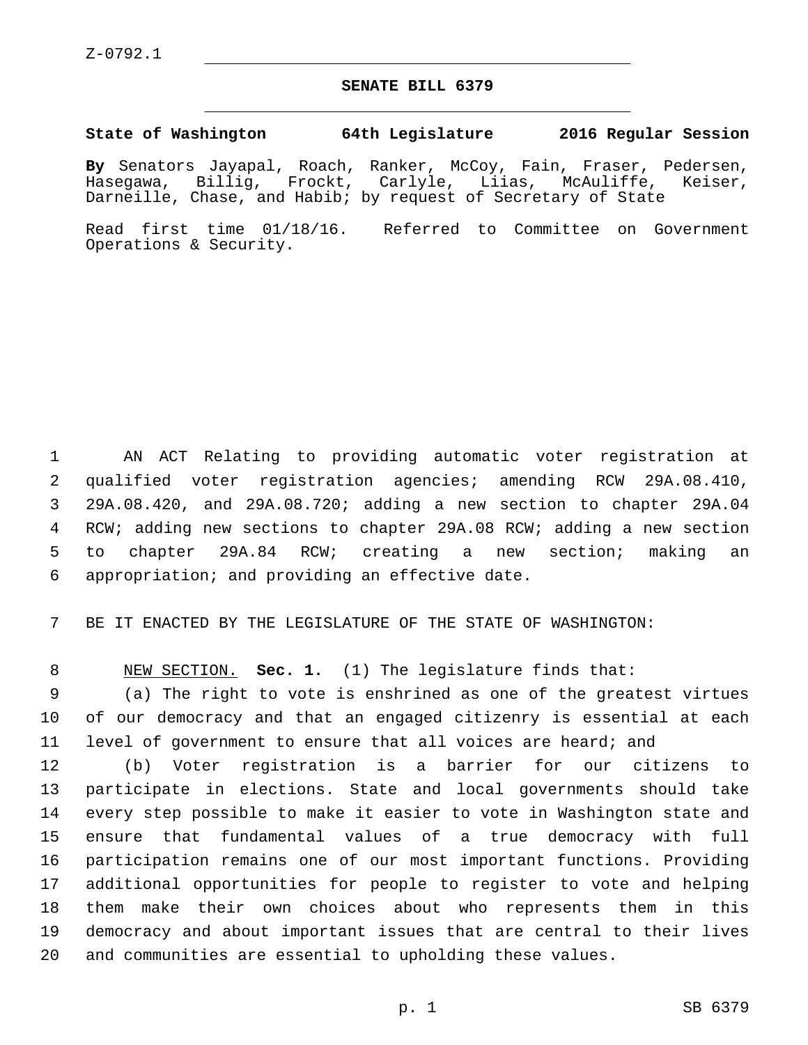Z-0792.1

## SENATE BILL 6379

**State of Washington 64th Legislature 2016 Regular Session**

**By** Senators Jayapal, Roach, Ranker, McCoy, Fain, Fraser, Pedersen, Hasegawa, Billig, Frockt, Carlyle, Liias, McAuliffe, Keiser, Darneille, Chase, and Habib; by request of Secretary of State

Read first time 01/18/16. Referred to Committee on Government Operations & Security.

AN ACT Relating to providing automatic voter registration at qualified voter registration agencies; amending RCW 29A.08.410, 29A.08.420, and 29A.08.720; adding a new section to chapter 29A.04 RCW; adding new sections to chapter 29A.08 RCW; adding a new section to chapter 29A.84 RCW; creating a new section; making an appropriation; and providing an effective date.

BE IT ENACTED BY THE LEGISLATURE OF THE STATE OF WASHINGTON:

NEW SECTION. **Sec. 1.** (1) The legislature finds that:

(a) The right to vote is enshrined as one of the greatest virtues of our democracy and that an engaged citizenry is essential at each level of government to ensure that all voices are heard; and

(b) Voter registration is a barrier for our citizens to participate in elections. State and local governments should take every step possible to make it easier to vote in Washington state and ensure that fundamental values of a true democracy with full participation remains one of our most important functions. Providing additional opportunities for people to register to vote and helping them make their own choices about who represents them in this democracy and about important issues that are central to their lives and communities are essential to upholding these values.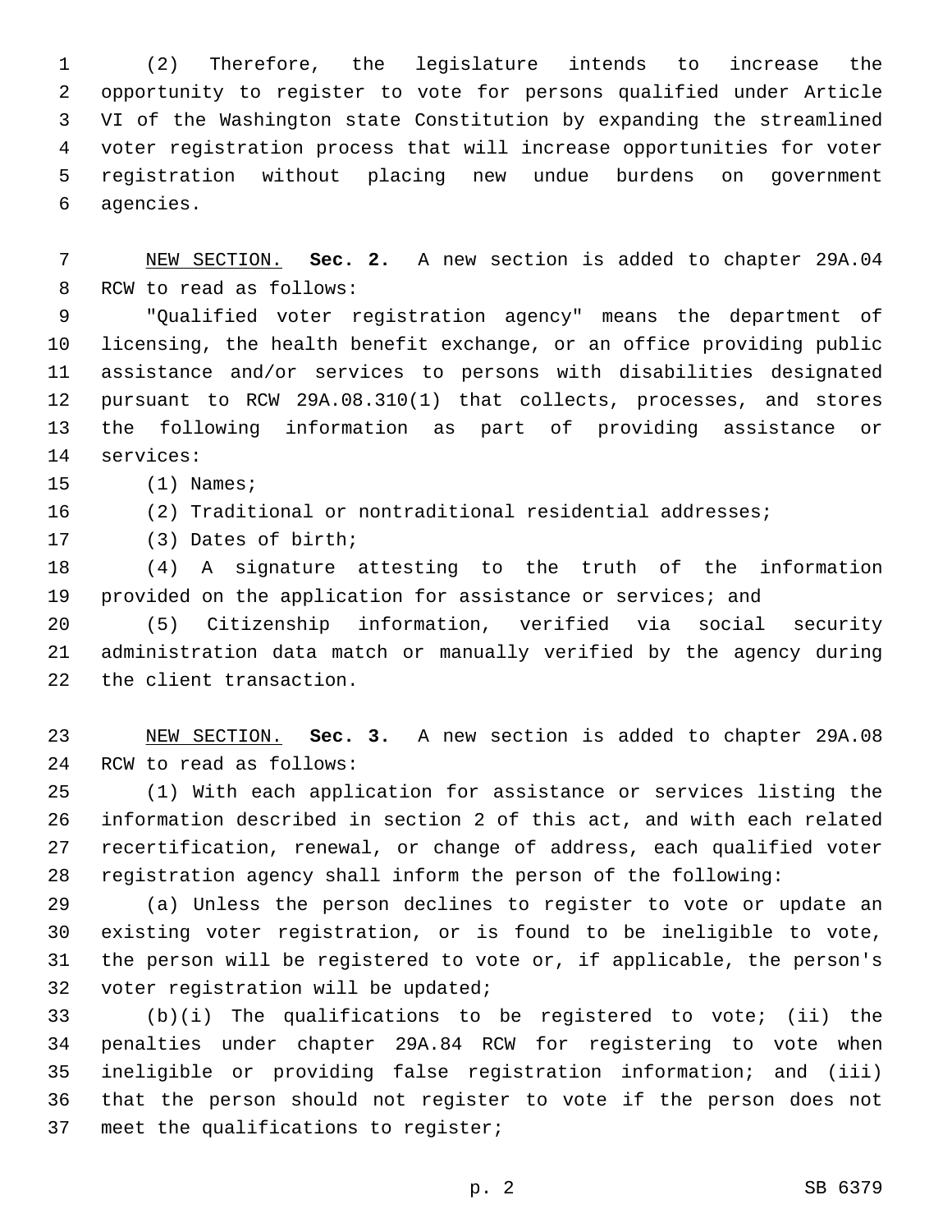(2) Therefore, the legislature intends to increase the opportunity to register to vote for persons qualified under Article VI of the Washington state Constitution by expanding the streamlined voter registration process that will increase opportunities for voter registration without placing new undue burdens on government agencies.

NEW SECTION. **Sec. 2.** A new section is added to chapter 29A.04 RCW to read as follows:

"Qualified voter registration agency" means the department of licensing, the health benefit exchange, or an office providing public assistance and/or services to persons with disabilities designated pursuant to RCW 29A.08.310(1) that collects, processes, and stores the following information as part of providing assistance or services:

(1) Names;

(2) Traditional or nontraditional residential addresses;

(3) Dates of birth;

(4) A signature attesting to the truth of the information provided on the application for assistance or services; and

(5) Citizenship information, verified via social security administration data match or manually verified by the agency during the client transaction.

NEW SECTION. **Sec. 3.** A new section is added to chapter 29A.08 RCW to read as follows:

(1) With each application for assistance or services listing the information described in section 2 of this act, and with each related recertification, renewal, or change of address, each qualified voter registration agency shall inform the person of the following:

(a) Unless the person declines to register to vote or update an existing voter registration, or is found to be ineligible to vote, the person will be registered to vote or, if applicable, the person's voter registration will be updated;

(b)(i) The qualifications to be registered to vote; (ii) the penalties under chapter 29A.84 RCW for registering to vote when ineligible or providing false registration information; and (iii) that the person should not register to vote if the person does not meet the qualifications to register;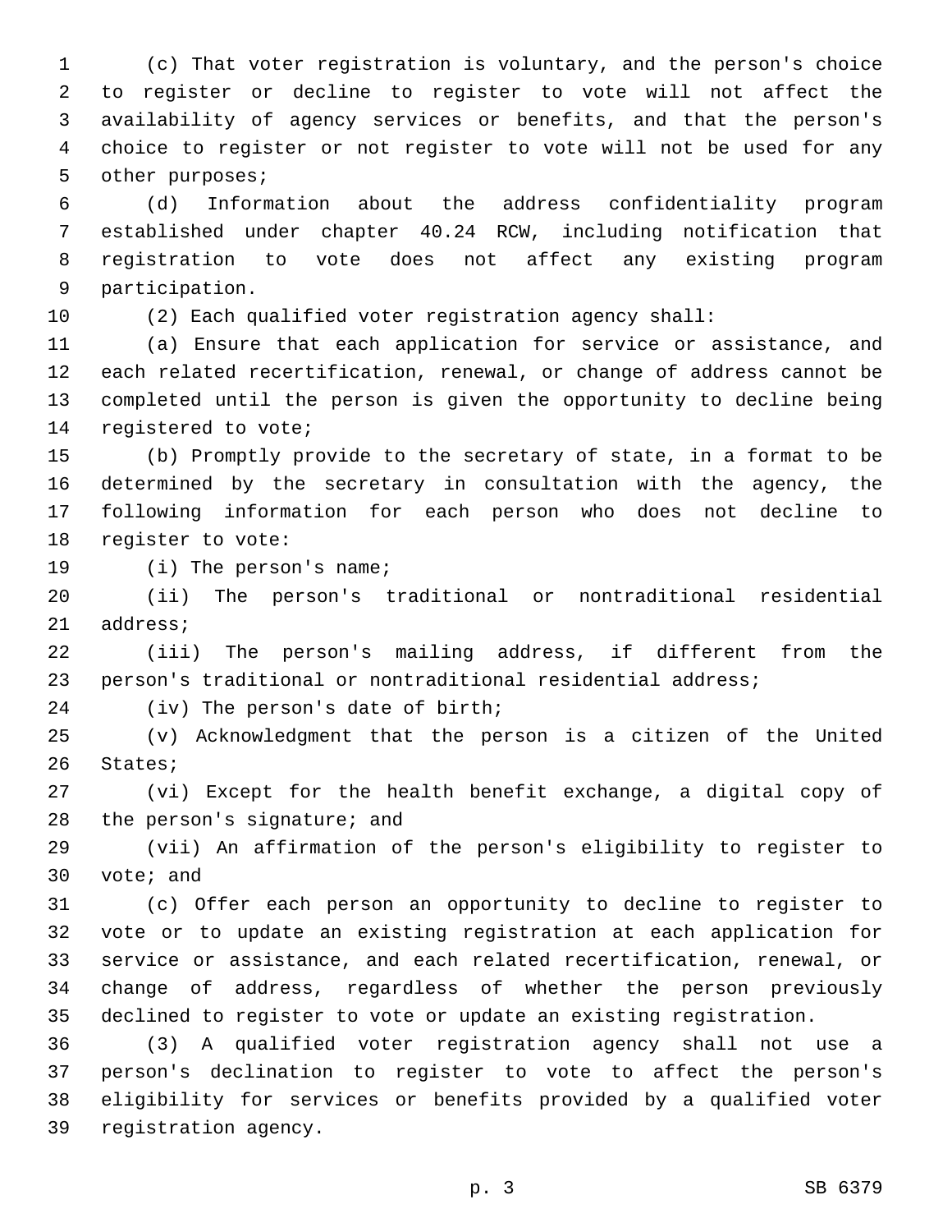(c) That voter registration is voluntary, and the person's choice to register or decline to register to vote will not affect the availability of agency services or benefits, and that the person's choice to register or not register to vote will not be used for any other purposes;

(d) Information about the address confidentiality program established under chapter 40.24 RCW, including notification that registration to vote does not affect any existing program participation.

(2) Each qualified voter registration agency shall:

(a) Ensure that each application for service or assistance, and each related recertification, renewal, or change of address cannot be completed until the person is given the opportunity to decline being registered to vote;

(b) Promptly provide to the secretary of state, in a format to be determined by the secretary in consultation with the agency, the following information for each person who does not decline to register to vote:

(i) The person's name;

(ii) The person's traditional or nontraditional residential address;

(iii) The person's mailing address, if different from the person's traditional or nontraditional residential address;

(iv) The person's date of birth;

(v) Acknowledgment that the person is a citizen of the United States;

(vi) Except for the health benefit exchange, a digital copy of the person's signature; and

(vii) An affirmation of the person's eligibility to register to vote; and

(c) Offer each person an opportunity to decline to register to vote or to update an existing registration at each application for service or assistance, and each related recertification, renewal, or change of address, regardless of whether the person previously declined to register to vote or update an existing registration.

(3) A qualified voter registration agency shall not use a person's declination to register to vote to affect the person's eligibility for services or benefits provided by a qualified voter registration agency.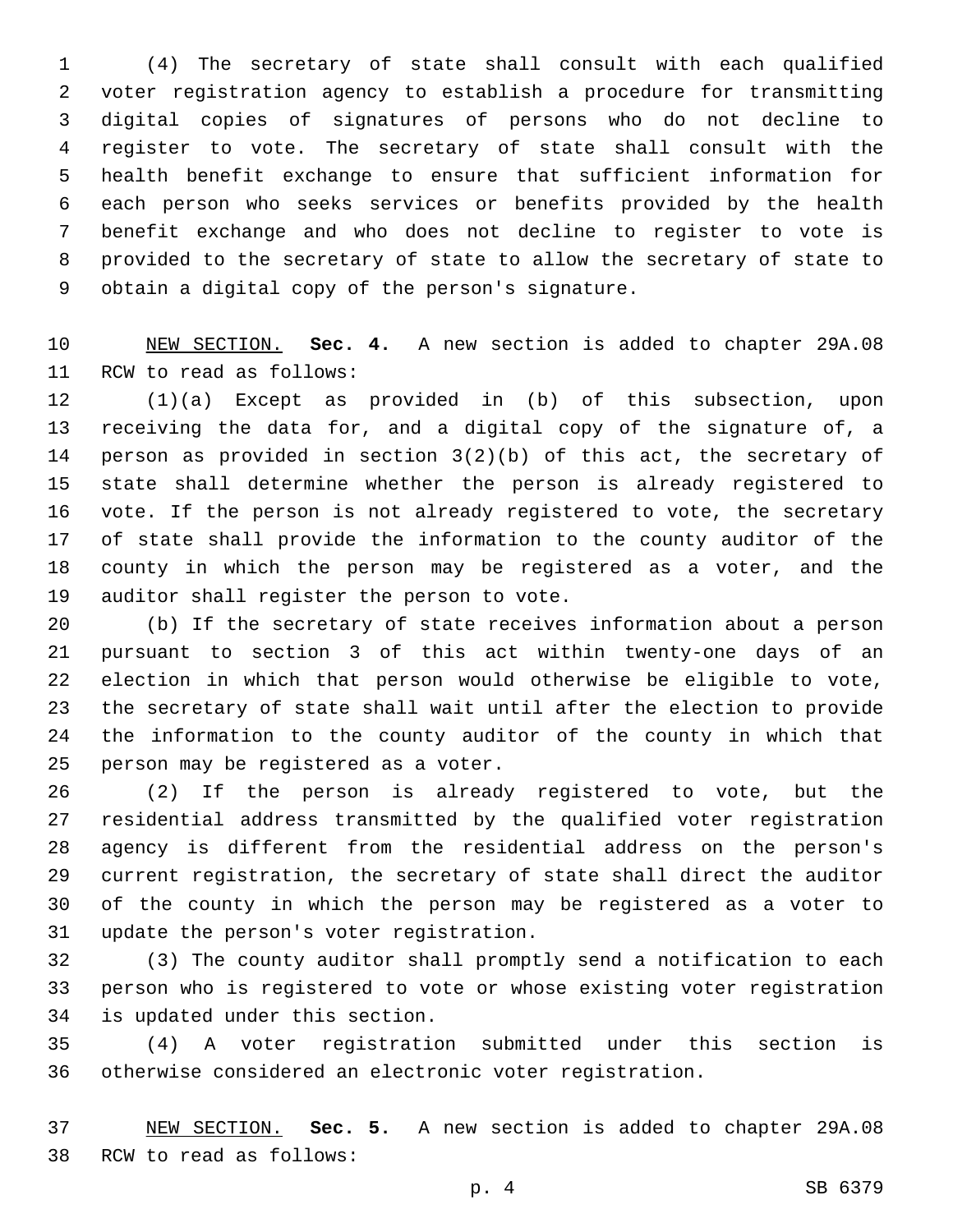(4) The secretary of state shall consult with each qualified voter registration agency to establish a procedure for transmitting digital copies of signatures of persons who do not decline to register to vote. The secretary of state shall consult with the health benefit exchange to ensure that sufficient information for each person who seeks services or benefits provided by the health benefit exchange and who does not decline to register to vote is provided to the secretary of state to allow the secretary of state to obtain a digital copy of the person's signature.

NEW SECTION. **Sec. 4.** A new section is added to chapter 29A.08 RCW to read as follows:

(1)(a) Except as provided in (b) of this subsection, upon receiving the data for, and a digital copy of the signature of, a person as provided in section 3(2)(b) of this act, the secretary of state shall determine whether the person is already registered to vote. If the person is not already registered to vote, the secretary of state shall provide the information to the county auditor of the county in which the person may be registered as a voter, and the auditor shall register the person to vote.

(b) If the secretary of state receives information about a person pursuant to section 3 of this act within twenty-one days of an election in which that person would otherwise be eligible to vote, the secretary of state shall wait until after the election to provide the information to the county auditor of the county in which that person may be registered as a voter.

(2) If the person is already registered to vote, but the residential address transmitted by the qualified voter registration agency is different from the residential address on the person's current registration, the secretary of state shall direct the auditor of the county in which the person may be registered as a voter to update the person's voter registration.

(3) The county auditor shall promptly send a notification to each person who is registered to vote or whose existing voter registration is updated under this section.

(4) A voter registration submitted under this section is otherwise considered an electronic voter registration.

NEW SECTION. **Sec. 5.** A new section is added to chapter 29A.08 RCW to read as follows: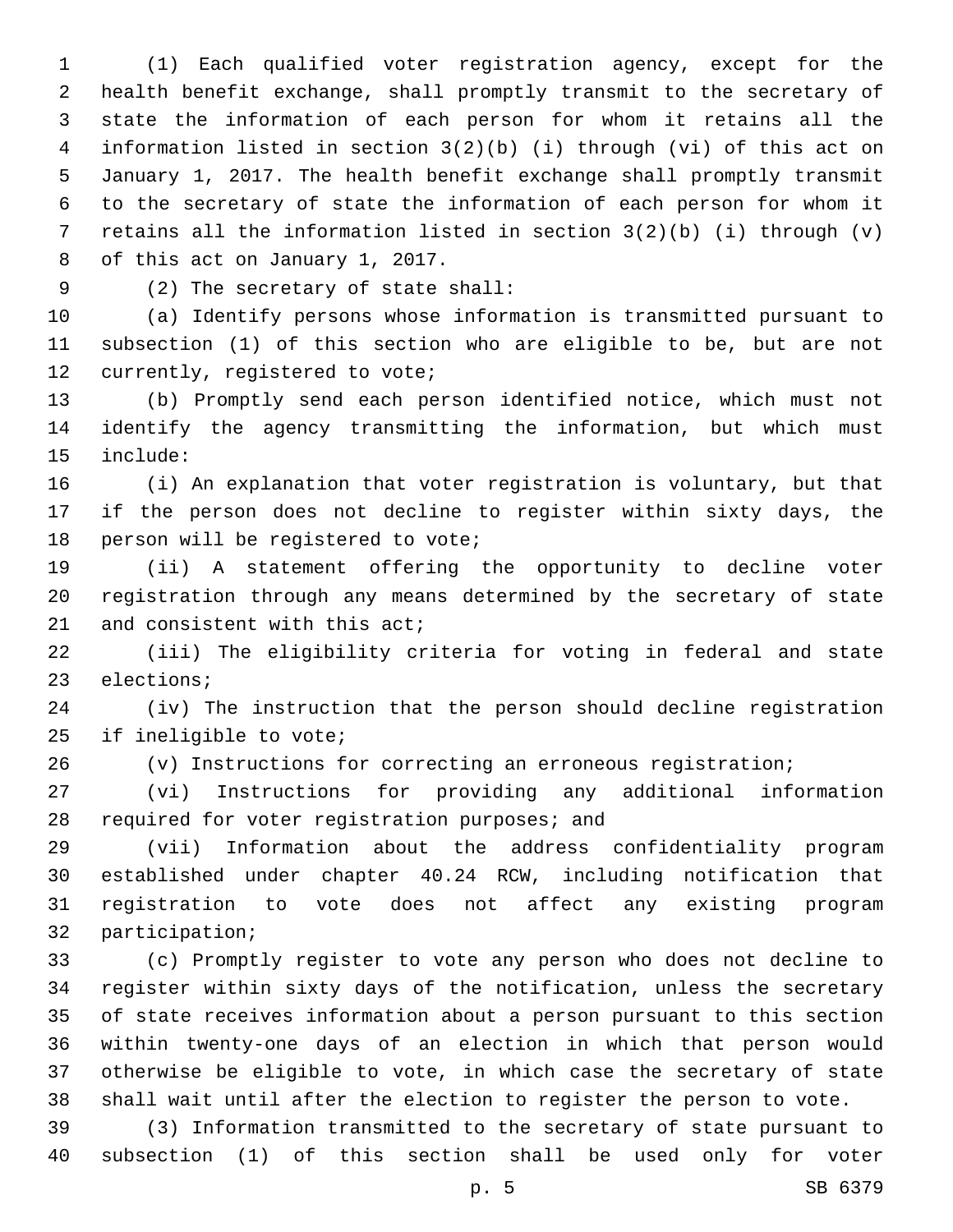(1) Each qualified voter registration agency, except for the health benefit exchange, shall promptly transmit to the secretary of state the information of each person for whom it retains all the information listed in section 3(2)(b) (i) through (vi) of this act on January 1, 2017. The health benefit exchange shall promptly transmit to the secretary of state the information of each person for whom it retains all the information listed in section 3(2)(b) (i) through (v) of this act on January 1, 2017.

(2) The secretary of state shall:

(a) Identify persons whose information is transmitted pursuant to subsection (1) of this section who are eligible to be, but are not currently, registered to vote;

(b) Promptly send each person identified notice, which must not identify the agency transmitting the information, but which must include:

(i) An explanation that voter registration is voluntary, but that if the person does not decline to register within sixty days, the person will be registered to vote;

(ii) A statement offering the opportunity to decline voter registration through any means determined by the secretary of state and consistent with this act;

(iii) The eligibility criteria for voting in federal and state elections;

(iv) The instruction that the person should decline registration if ineligible to vote;

(v) Instructions for correcting an erroneous registration;

(vi) Instructions for providing any additional information required for voter registration purposes; and

(vii) Information about the address confidentiality program established under chapter 40.24 RCW, including notification that registration to vote does not affect any existing program participation;

(c) Promptly register to vote any person who does not decline to register within sixty days of the notification, unless the secretary of state receives information about a person pursuant to this section within twenty-one days of an election in which that person would otherwise be eligible to vote, in which case the secretary of state shall wait until after the election to register the person to vote.

(3) Information transmitted to the secretary of state pursuant to subsection (1) of this section shall be used only for voter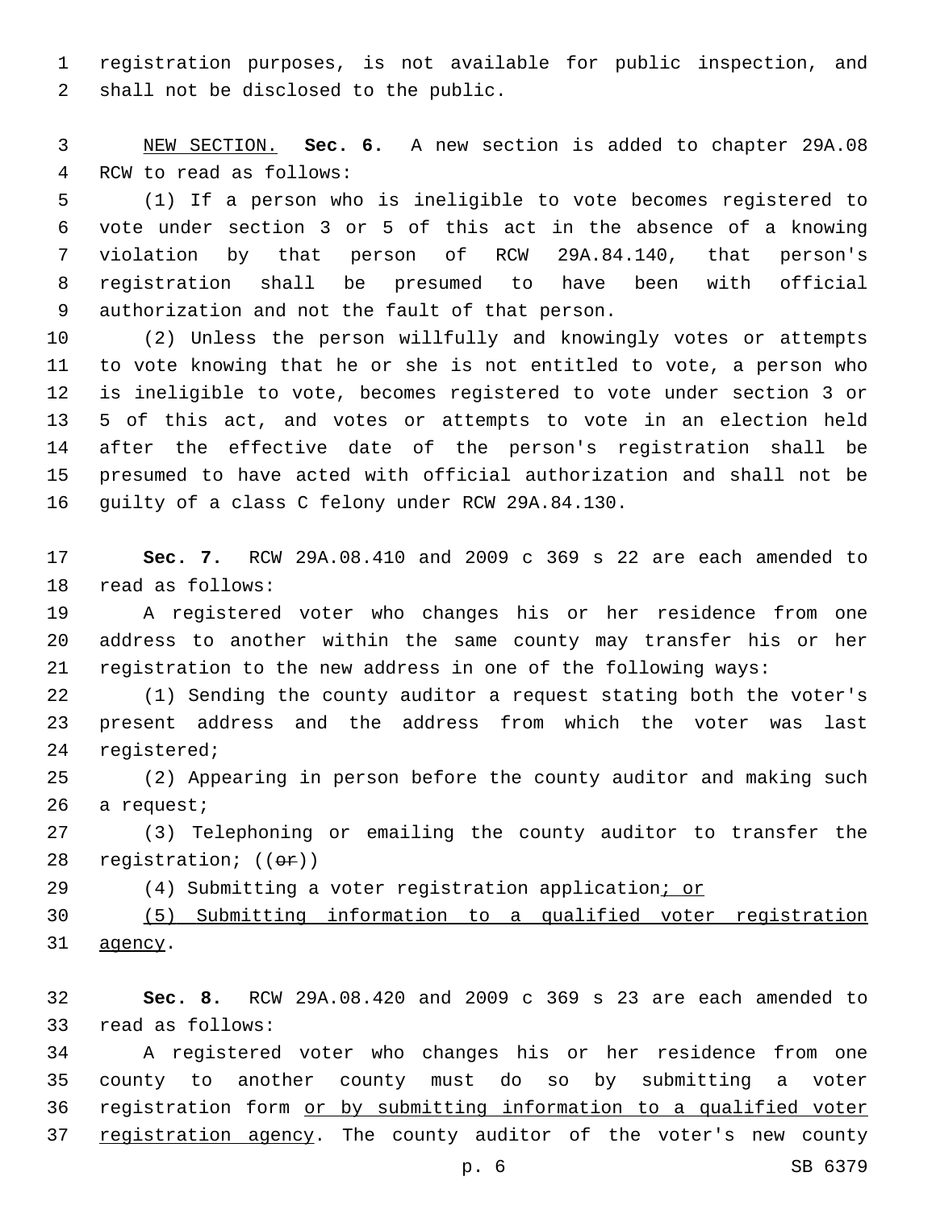registration purposes, is not available for public inspection, and shall not be disclosed to the public.

<u>NEW SECTION.</u> **Sec. 6.** A new section is added to chapter 29A.08 RCW to read as follows:

(1) If a person who is ineligible to vote becomes registered to vote under section 3 or 5 of this act in the absence of a knowing violation by that person of RCW 29A.84.140, that person's registration shall be presumed to have been with official authorization and not the fault of that person.

(2) Unless the person willfully and knowingly votes or attempts to vote knowing that he or she is not entitled to vote, a person who is ineligible to vote, becomes registered to vote under section 3 or 5 of this act, and votes or attempts to vote in an election held after the effective date of the person's registration shall be presumed to have acted with official authorization and shall not be guilty of a class C felony under RCW 29A.84.130.

**Sec. 7.** RCW 29A.08.410 and 2009 c 369 s 22 are each amended to read as follows:

A registered voter who changes his or her residence from one address to another within the same county may transfer his or her registration to the new address in one of the following ways:

(1) Sending the county auditor a request stating both the voter's present address and the address from which the voter was last registered;

(2) Appearing in person before the county auditor and making such a request;

(3) Telephoning or emailing the county auditor to transfer the registration; ((~~or~~))

(4) Submitting a voter registration application<u>; or</u>

<u>(5) Submitting information to a qualified voter registration agency</u>.

**Sec. 8.** RCW 29A.08.420 and 2009 c 369 s 23 are each amended to read as follows:

A registered voter who changes his or her residence from one county to another county must do so by submitting a voter registration form <u>or by submitting information to a qualified voter registration agency</u>. The county auditor of the voter's new county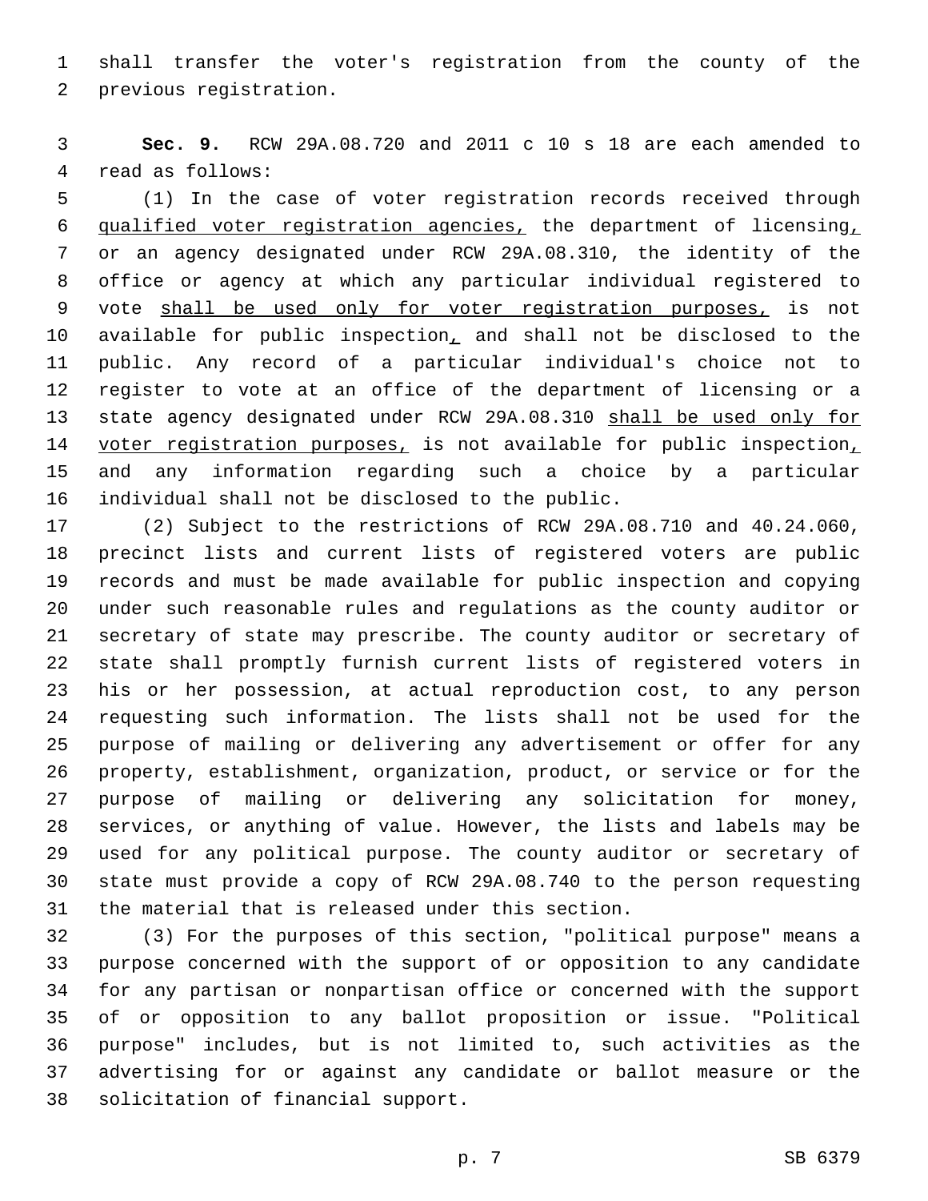shall transfer the voter's registration from the county of the previous registration.

**Sec. 9.** RCW 29A.08.720 and 2011 c 10 s 18 are each amended to read as follows:

(1) In the case of voter registration records received through qualified voter registration agencies, the department of licensing, or an agency designated under RCW 29A.08.310, the identity of the office or agency at which any particular individual registered to vote shall be used only for voter registration purposes, is not available for public inspection, and shall not be disclosed to the public. Any record of a particular individual's choice not to register to vote at an office of the department of licensing or a state agency designated under RCW 29A.08.310 shall be used only for voter registration purposes, is not available for public inspection, and any information regarding such a choice by a particular individual shall not be disclosed to the public.

(2) Subject to the restrictions of RCW 29A.08.710 and 40.24.060, precinct lists and current lists of registered voters are public records and must be made available for public inspection and copying under such reasonable rules and regulations as the county auditor or secretary of state may prescribe. The county auditor or secretary of state shall promptly furnish current lists of registered voters in his or her possession, at actual reproduction cost, to any person requesting such information. The lists shall not be used for the purpose of mailing or delivering any advertisement or offer for any property, establishment, organization, product, or service or for the purpose of mailing or delivering any solicitation for money, services, or anything of value. However, the lists and labels may be used for any political purpose. The county auditor or secretary of state must provide a copy of RCW 29A.08.740 to the person requesting the material that is released under this section.

(3) For the purposes of this section, "political purpose" means a purpose concerned with the support of or opposition to any candidate for any partisan or nonpartisan office or concerned with the support of or opposition to any ballot proposition or issue. "Political purpose" includes, but is not limited to, such activities as the advertising for or against any candidate or ballot measure or the solicitation of financial support.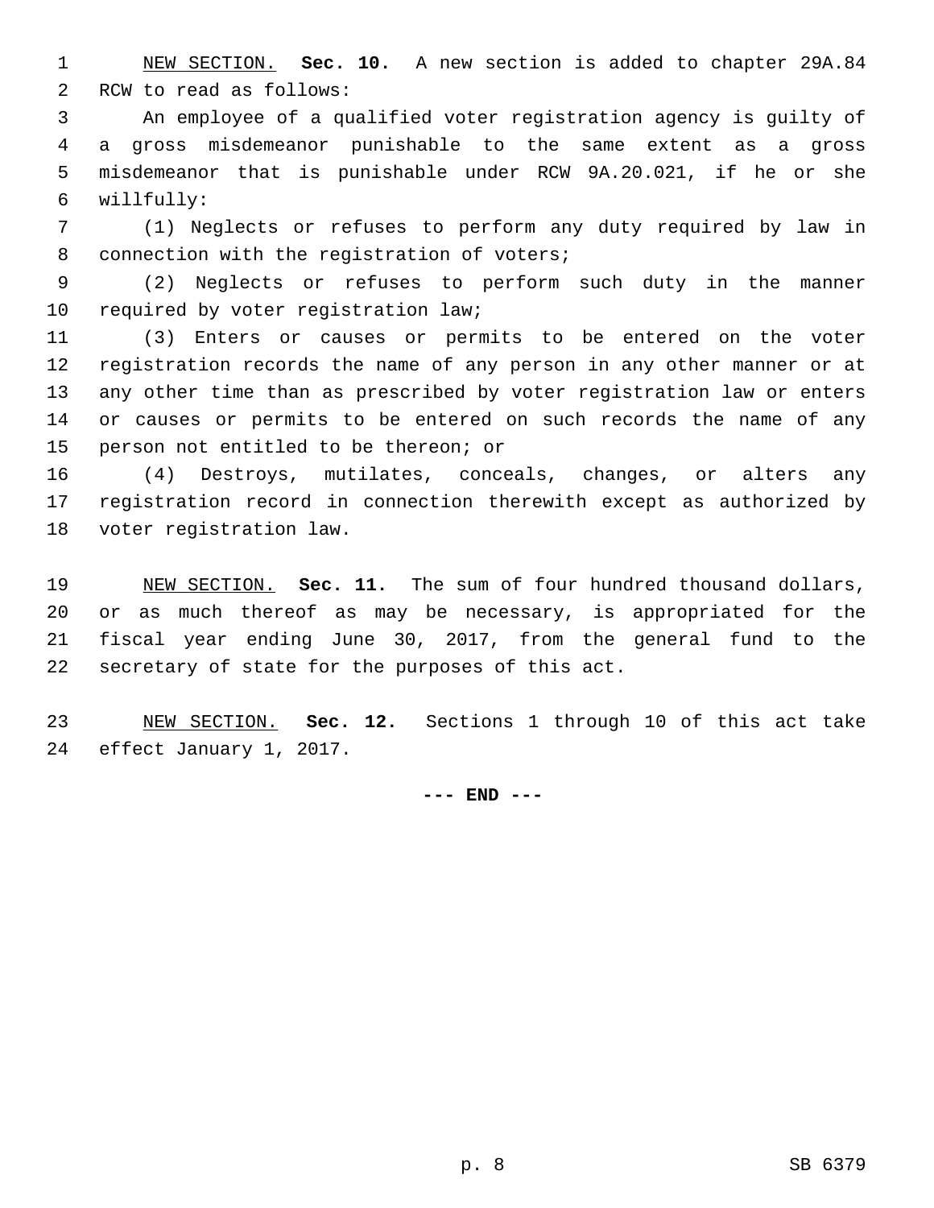NEW SECTION. **Sec. 10.** A new section is added to chapter 29A.84 RCW to read as follows:

An employee of a qualified voter registration agency is guilty of a gross misdemeanor punishable to the same extent as a gross misdemeanor that is punishable under RCW 9A.20.021, if he or she willfully:

(1) Neglects or refuses to perform any duty required by law in connection with the registration of voters;

(2) Neglects or refuses to perform such duty in the manner required by voter registration law;

(3) Enters or causes or permits to be entered on the voter registration records the name of any person in any other manner or at any other time than as prescribed by voter registration law or enters or causes or permits to be entered on such records the name of any person not entitled to be thereon; or

(4) Destroys, mutilates, conceals, changes, or alters any registration record in connection therewith except as authorized by voter registration law.

NEW SECTION. **Sec. 11.** The sum of four hundred thousand dollars, or as much thereof as may be necessary, is appropriated for the fiscal year ending June 30, 2017, from the general fund to the secretary of state for the purposes of this act.

NEW SECTION. **Sec. 12.** Sections 1 through 10 of this act take effect January 1, 2017.

**--- END ---**